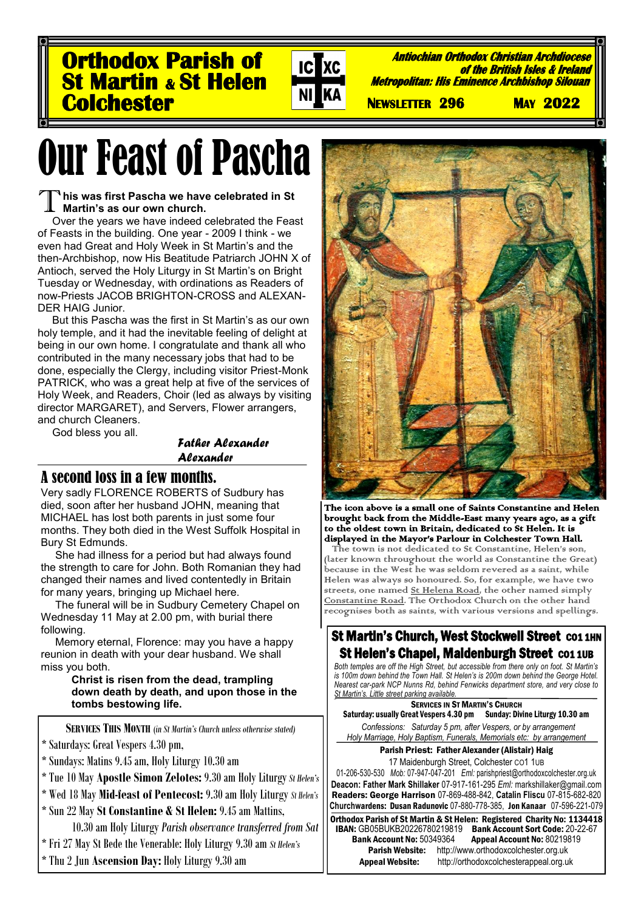# Orthodox Parish of St Martin & St Helen Colchester

IC XC NI KA

*Antiochian Orthodox Christian Archdiocese of the British Isles & Ireland*
*Metropolitan: His Eminence Archbishop Silouan*

NEWSLETTER 296 MAY 2022

# Our Feast of Pascha

**This was first Pascha we have celebrated in St Martin's as our own church.**

Over the years we have indeed celebrated the Feast of Feasts in the building. One year - 2009 I think - we even had Great and Holy Week in St Martin's and the then-Archbishop, now His Beatitude Patriarch JOHN X of Antioch, served the Holy Liturgy in St Martin's on Bright Tuesday or Wednesday, with ordinations as Readers of now-Priests JACOB BRIGHTON-CROSS and ALEXANDER HAIG Junior.

But this Pascha was the first in St Martin's as our own holy temple, and it had the inevitable feeling of delight at being in our own home. I congratulate and thank all who contributed in the many necessary jobs that had to be done, especially the Clergy, including visitor Priest-Monk PATRICK, who was a great help at five of the services of Holy Week, and Readers, Choir (led as always by visiting director MARGARET), and Servers, Flower arrangers, and church Cleaners.

God bless you all.

*Father Alexander*
*Alexander*

## A second loss in a few months.

Very sadly FLORENCE ROBERTS of Sudbury has died, soon after her husband JOHN, meaning that MICHAEL has lost both parents in just some four months. They both died in the West Suffolk Hospital in Bury St Edmunds.

She had illness for a period but had always found the strength to care for John. Both Romanian they had changed their names and lived contentedly in Britain for many years, bringing up Michael here.

The funeral will be in Sudbury Cemetery Chapel on Wednesday 11 May at 2.00 pm, with burial there following.

Memory eternal, Florence: may you have a happy reunion in death with your dear husband. We shall miss you both.

**Christ is risen from the dead, trampling down death by death, and upon those in the tombs bestowing life.**

**SERVICES THIS MONTH** *(in St Martin's Church unless otherwise stated)*

* Saturdays: Great Vespers 4.30 pm,
* Sundays: Matins 9.45 am, Holy Liturgy 10.30 am
* Tue 10 May **Apostle Simon Zelotes:** 9.30 am Holy Liturgy *St Helen's*
* Wed 18 May **Mid-feast of Pentecost:** 9.30 am Holy Liturgy *St Helen's*
* Sun 22 May **St Constantine & St Helen:** 9.45 am Mattins, 10.30 am Holy Liturgy *Parish observance transferred from Sat*
* Fri 27 May St Bede the Venerable: Holy Liturgy 9.30 am *St Helen's*
* Thu 2 Jun **Ascension Day:** Holy Liturgy 9.30 am

**The icon above is a small one of Saints Constantine and Helen brought back from the Middle-East many years ago, as a gift to the oldest town in Britain, dedicated to St Helen. It is displayed in the Mayor's Parlour in Colchester Town Hall.**

The town is not dedicated to St Constantine, Helen's son, (later known throughout the world as Constantine the Great) because in the West he was seldom revered as a saint, while Helen was always so honoured. So, for example, we have two streets, one named St Helena Road, the other named simply Constantine Road. The Orthodox Church on the other hand recognises both as saints, with various versions and spellings.

## St Martin's Church, West Stockwell Street CO1 1HN
## St Helen's Chapel, Maidenburgh Street CO1 1UB

*Both temples are off the High Street, but accessible from there only on foot. St Martin's is 100m down behind the Town Hall. St Helen's is 200m down behind the George Hotel. Nearest car-park NCP Nunns Rd, behind Fenwicks department store, and very close to St Martin's. Little street parking available.*

**SERVICES IN ST MARTIN'S CHURCH**
**Saturday: usually Great Vespers 4.30 pm Sunday: Divine Liturgy 10.30 am**
*Confessions: Saturday 5 pm, after Vespers, or by arrangement*
*Holy Marriage, Holy Baptism, Funerals, Memorials etc: by arrangement*

**Parish Priest: Father Alexander (Alistair) Haig**
17 Maidenburgh Street, Colchester CO1 1UB
01-206-530-530 *Mob:* 07-947-047-201 *Eml:* parishpriest@orthodoxcolchester.org.uk
**Deacon: Father Mark Shillaker** 07-917-161-295 *Eml:* markshillaker@gmail.com
**Readers: George Harrison** 07-869-488-842, **Catalin Fliscu** 07-815-682-820
**Churchwardens: Dusan Radunovic** 07-880-778-385, **Jon Kanaar** 07-596-221-079

**Orthodox Parish of St Martin & St Helen: Registered Charity No: 1134418**
**IBAN:** GB05BUKB20226780219819 **Bank Account Sort Code:** 20-22-67
**Bank Account No:** 50349364 **Appeal Account No:** 80219819
**Parish Website:** http://www.orthodoxcolchester.org.uk
**Appeal Website:** http://orthodoxcolchesterappeal.org.uk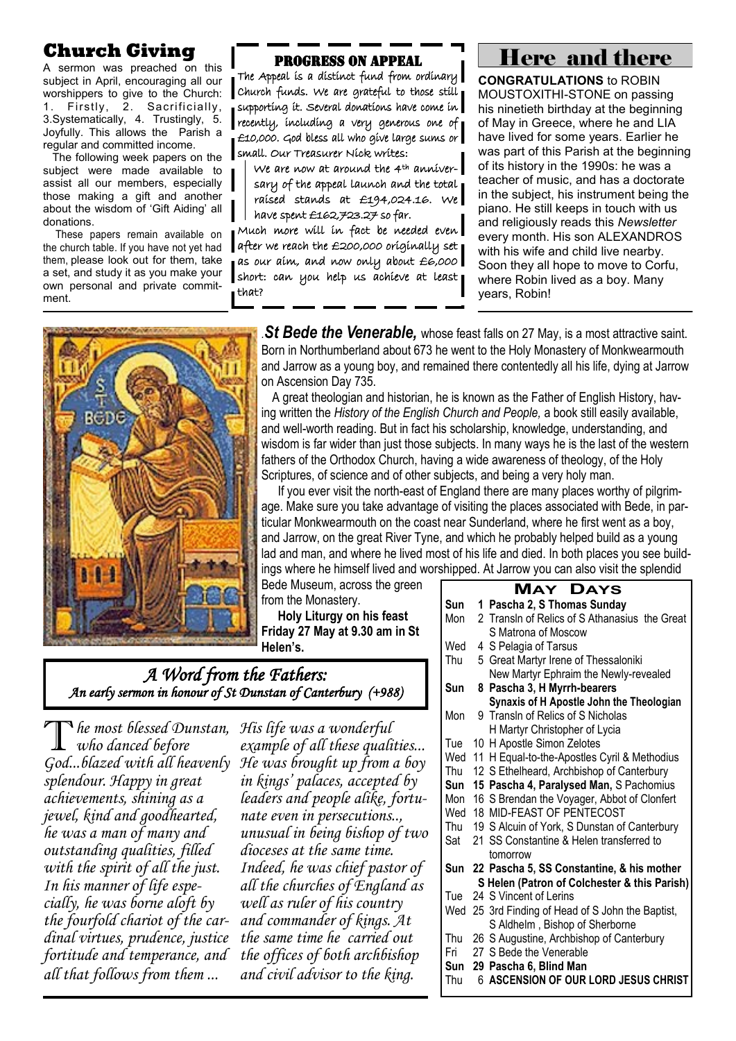## Church Giving

A sermon was preached on this subject in April, encouraging all our worshippers to give to the Church: 1. Firstly, 2. Sacrificially, 3.Systematically, 4. Trustingly, 5. Joyfully. This allows the Parish a regular and committed income.

The following week papers on the subject were made available to assist all our members, especially those making a gift and another about the wisdom of 'Gift Aiding' all donations.

These papers remain available on the church table. If you have not yet had them, please look out for them, take a set, and study it as you make your own personal and private commitment.

## PROGRESS ON APPEAL

The Appeal is a distinct fund from ordinary Church funds. We are grateful to those still supporting it. Several donations have come in recently, including a very generous one of £10,000. God bless all who give large sums or small. Our Treasurer Nick writes:

> We are now at around the 4th anniversary of the appeal launch and the total raised stands at £194,024.16. We have spent £162,723.27 so far.

Much more will in fact be needed even after we reach the £200,000 originally set as our aim, and now only about £6,000 short: can you help us achieve at least that?

## Here and there

**CONGRATULATIONS** to ROBIN MOUSTOXITHI-STONE on passing his ninetieth birthday at the beginning of May in Greece, where he and LIA have lived for some years. Earlier he was part of this Parish at the beginning of its history in the 1990s: he was a teacher of music, and has a doctorate in the subject, his instrument being the piano. He still keeps in touch with us and religiously reads this *Newsletter* every month. His son ALEXANDROS with his wife and child live nearby. Soon they all hope to move to Corfu, where Robin lived as a boy. Many years, Robin!

***St Bede the Venerable,*** whose feast falls on 27 May, is a most attractive saint. Born in Northumberland about 673 he went to the Holy Monastery of Monkwearmouth and Jarrow as a young boy, and remained there contentedly all his life, dying at Jarrow on Ascension Day 735.

A great theologian and historian, he is known as the Father of English History, having written the *History of the English Church and People,* a book still easily available, and well-worth reading. But in fact his scholarship, knowledge, understanding, and wisdom is far wider than just those subjects. In many ways he is the last of the western fathers of the Orthodox Church, having a wide awareness of theology, of the Holy Scriptures, of science and of other subjects, and being a very holy man.

If you ever visit the north-east of England there are many places worthy of pilgrimage. Make sure you take advantage of visiting the places associated with Bede, in particular Monkwearmouth on the coast near Sunderland, where he first went as a boy, and Jarrow, on the great River Tyne, and which he probably helped build as a young lad and man, and where he lived most of his life and died. In both places you see buildings where he himself lived and worshipped. At Jarrow you can also visit the splendid Bede Museum, across the green from the Monastery.

**Holy Liturgy on his feast Friday 27 May at 9.30 am in St Helen's.**

## *A Word from the Fathers:*
### *An early sermon in honour of St Dunstan of Canterbury (+988)*

*The most blessed Dunstan, who danced before God...blazed with all heavenly splendour. Happy in great achievements, shining as a jewel, kind and goodhearted, he was a man of many and outstanding qualities, filled with the spirit of all the just. In his manner of life especially, he was borne aloft by the fourfold chariot of the cardinal virtues, prudence, justice fortitude and temperance, and all that follows from them ... His life was a wonderful example of all these qualities... He was brought up from a boy in kings' palaces, accepted by leaders and people alike, fortunate even in persecutions.., unusual in being bishop of two dioceses at the same time. Indeed, he was chief pastor of all the churches of England as well as ruler of his country and commander of kings. At the same time he carried out the offices of both archbishop and civil advisor to the king.*

## May Days

| | | |
|---|---|---|
| **Sun** | **1** | **Pascha 2, S Thomas Sunday** |
| Mon | 2 | Transln of Relics of S Athanasius the Great<br>S Matrona of Moscow |
| Wed | 4 | S Pelagia of Tarsus |
| Thu | 5 | Great Martyr Irene of Thessaloniki<br>New Martyr Ephraim the Newly-revealed |
| **Sun** | **8** | **Pascha 3, H Myrrh-bearers**<br>**Synaxis of H Apostle John the Theologian** |
| Mon | 9 | Transln of Relics of S Nicholas<br>H Martyr Christopher of Lycia |
| Tue | 10 | H Apostle Simon Zelotes |
| Wed | 11 | H Equal-to-the-Apostles Cyril & Methodius |
| Thu | 12 | S Ethelheard, Archbishop of Canterbury |
| **Sun** | **15** | **Pascha 4, Paralysed Man,** S Pachomius |
| Mon | 16 | S Brendan the Voyager, Abbot of Clonfert |
| Wed | 18 | MID-FEAST OF PENTECOST |
| Thu | 19 | S Alcuin of York, S Dunstan of Canterbury |
| Sat | 21 | SS Constantine & Helen transferred to tomorrow |
| **Sun** | **22** | **Pascha 5, SS Constantine, & his mother**<br>**S Helen (Patron of Colchester & this Parish)** |
| Tue | 24 | S Vincent of Lerins |
| Wed | 25 | 3rd Finding of Head of S John the Baptist,<br>S Aldhelm , Bishop of Sherborne |
| Thu | 26 | S Augustine, Archbishop of Canterbury |
| Fri | 27 | S Bede the Venerable |
| **Sun** | **29** | **Pascha 6, Blind Man** |
| Thu | 6 | **ASCENSION OF OUR LORD JESUS CHRIST** |